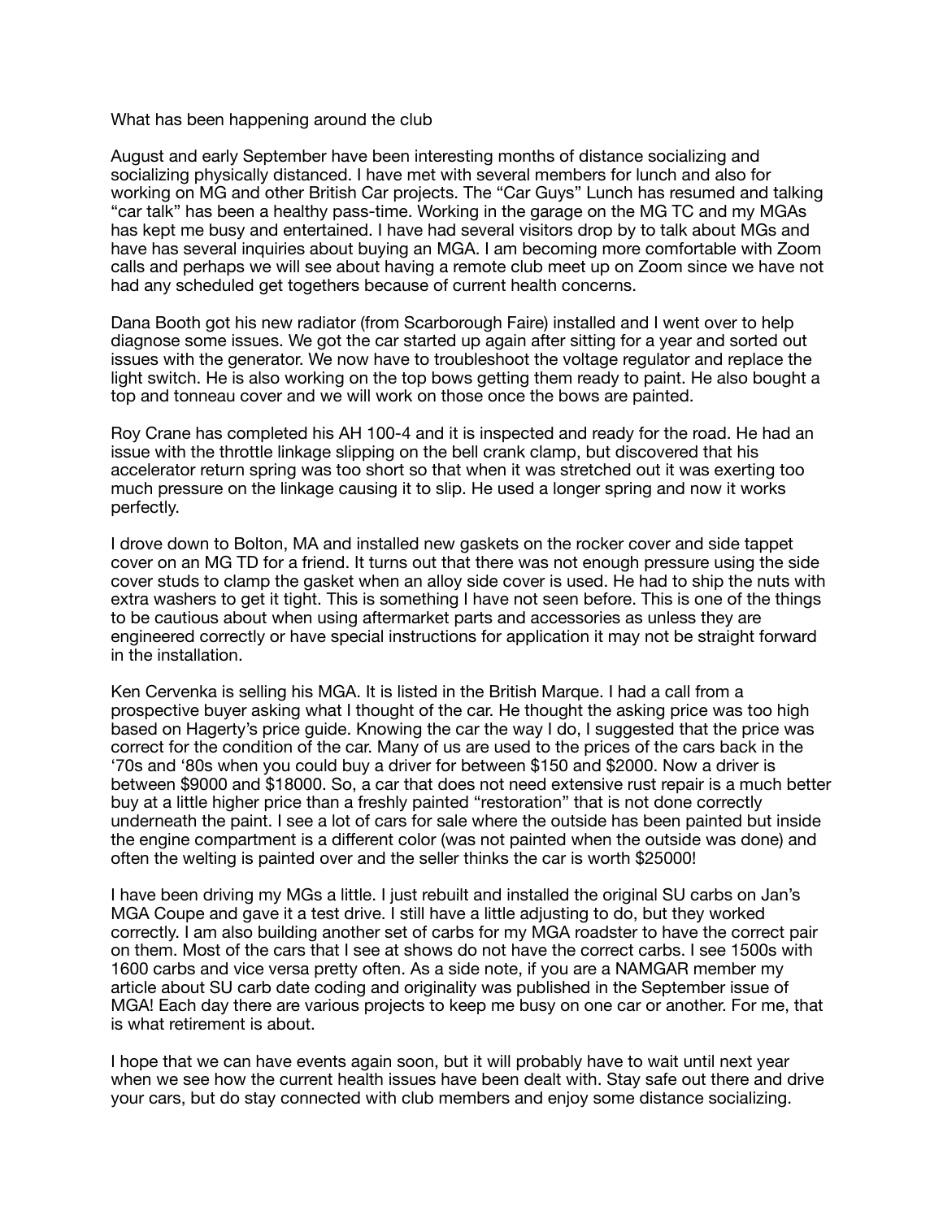What has been happening around the club

August and early September have been interesting months of distance socializing and socializing physically distanced. I have met with several members for lunch and also for working on MG and other British Car projects. The “Car Guys” Lunch has resumed and talking “car talk” has been a healthy pass-time. Working in the garage on the MG TC and my MGAs has kept me busy and entertained. I have had several visitors drop by to talk about MGs and have has several inquiries about buying an MGA. I am becoming more comfortable with Zoom calls and perhaps we will see about having a remote club meet up on Zoom since we have not had any scheduled get togethers because of current health concerns.

Dana Booth got his new radiator (from Scarborough Faire) installed and I went over to help diagnose some issues. We got the car started up again after sitting for a year and sorted out issues with the generator. We now have to troubleshoot the voltage regulator and replace the light switch. He is also working on the top bows getting them ready to paint. He also bought a top and tonneau cover and we will work on those once the bows are painted.

Roy Crane has completed his AH 100-4 and it is inspected and ready for the road. He had an issue with the throttle linkage slipping on the bell crank clamp, but discovered that his accelerator return spring was too short so that when it was stretched out it was exerting too much pressure on the linkage causing it to slip. He used a longer spring and now it works perfectly.

I drove down to Bolton, MA and installed new gaskets on the rocker cover and side tappet cover on an MG TD for a friend. It turns out that there was not enough pressure using the side cover studs to clamp the gasket when an alloy side cover is used. He had to ship the nuts with extra washers to get it tight. This is something I have not seen before. This is one of the things to be cautious about when using aftermarket parts and accessories as unless they are engineered correctly or have special instructions for application it may not be straight forward in the installation.

Ken Cervenka is selling his MGA. It is listed in the British Marque. I had a call from a prospective buyer asking what I thought of the car. He thought the asking price was too high based on Hagerty’s price guide. Knowing the car the way I do, I suggested that the price was correct for the condition of the car. Many of us are used to the prices of the cars back in the ‘70s and ‘80s when you could buy a driver for between $150 and $2000. Now a driver is between $9000 and $18000. So, a car that does not need extensive rust repair is a much better buy at a little higher price than a freshly painted “restoration” that is not done correctly underneath the paint. I see a lot of cars for sale where the outside has been painted but inside the engine compartment is a different color (was not painted when the outside was done) and often the welting is painted over and the seller thinks the car is worth $25000!

I have been driving my MGs a little. I just rebuilt and installed the original SU carbs on Jan’s MGA Coupe and gave it a test drive. I still have a little adjusting to do, but they worked correctly. I am also building another set of carbs for my MGA roadster to have the correct pair on them. Most of the cars that I see at shows do not have the correct carbs. I see 1500s with 1600 carbs and vice versa pretty often. As a side note, if you are a NAMGAR member my article about SU carb date coding and originality was published in the September issue of MGA! Each day there are various projects to keep me busy on one car or another. For me, that is what retirement is about.

I hope that we can have events again soon, but it will probably have to wait until next year when we see how the current health issues have been dealt with. Stay safe out there and drive your cars, but do stay connected with club members and enjoy some distance socializing.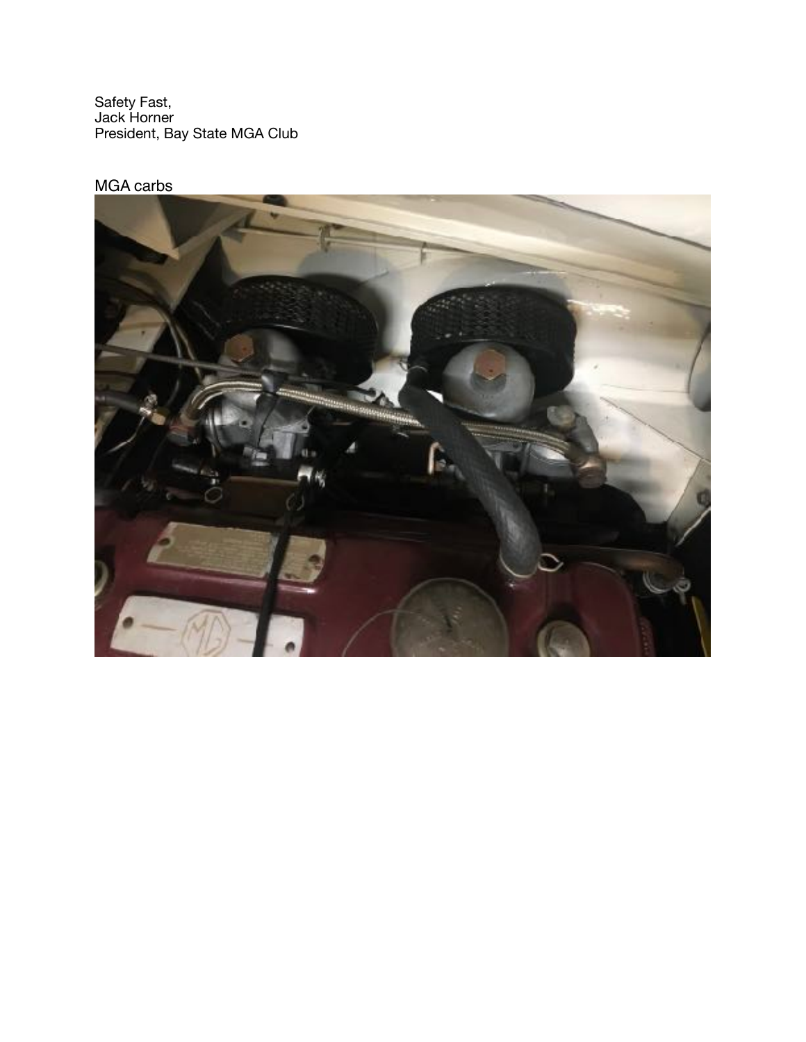Safety Fast,
Jack Horner
President, Bay State MGA Club

MGA carbs